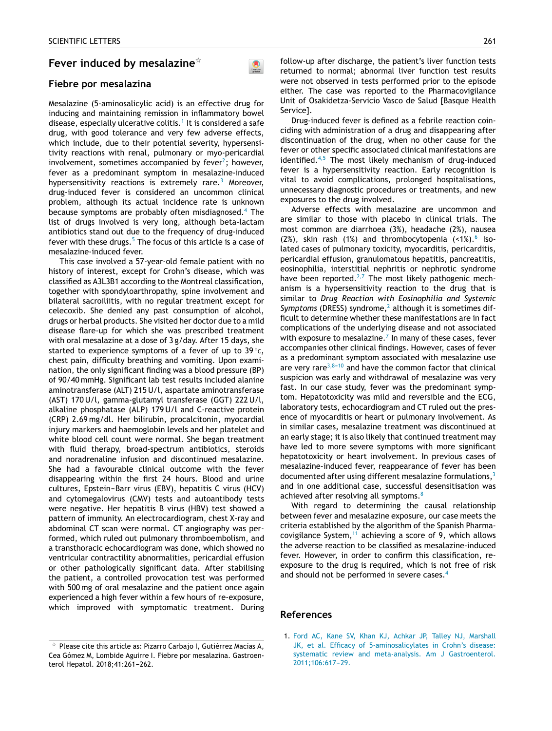# Fever induced by mesalazine☆

## Fiebre por mesalazina

Mesalazine (5-aminosalicylic acid) is an effective drug for inducing and maintaining remission in inflammatory bowel disease, especially ulcerative colitis.[1] It is considered a safe drug, with good tolerance and very few adverse effects, which include, due to their potential severity, hypersensitivity reactions with renal, pulmonary or myo-pericardial involvement, sometimes accompanied by fever[2]; however, fever as a predominant symptom in mesalazine-induced hypersensitivity reactions is extremely rare.[3] Moreover, drug-induced fever is considered an uncommon clinical problem, although its actual incidence rate is unknown because symptoms are probably often misdiagnosed.[4] The list of drugs involved is very long, although beta-lactam antibiotics stand out due to the frequency of drug-induced fever with these drugs.[5] The focus of this article is a case of mesalazine-induced fever.

This case involved a 57-year-old female patient with no history of interest, except for Crohn's disease, which was classified as A3L3B1 according to the Montreal classification, together with spondyloarthropathy, spine involvement and bilateral sacroiliitis, with no regular treatment except for celecoxib. She denied any past consumption of alcohol, drugs or herbal products. She visited her doctor due to a mild disease flare-up for which she was prescribed treatment with oral mesalazine at a dose of 3 g/day. After 15 days, she started to experience symptoms of a fever of up to 39 °c, chest pain, difficulty breathing and vomiting. Upon examination, the only significant finding was a blood pressure (BP) of 90/40 mmHg. Significant lab test results included alanine aminotransferase (ALT) 215 U/l, aspartate aminotransferase (AST) 170 U/l, gamma-glutamyl transferase (GGT) 222 U/l, alkaline phosphatase (ALP) 179 U/l and C-reactive protein (CRP) 2.69 mg/dl. Her bilirubin, procalcitonin, myocardial injury markers and haemoglobin levels and her platelet and white blood cell count were normal. She began treatment with fluid therapy, broad-spectrum antibiotics, steroids and noradrenaline infusion and discontinued mesalazine. She had a favourable clinical outcome with the fever disappearing within the first 24 hours. Blood and urine cultures, Epstein–Barr virus (EBV), hepatitis C virus (HCV) and cytomegalovirus (CMV) tests and autoantibody tests were negative. Her hepatitis B virus (HBV) test showed a pattern of immunity. An electrocardiogram, chest X-ray and abdominal CT scan were normal. CT angiography was performed, which ruled out pulmonary thromboembolism, and a transthoracic echocardiogram was done, which showed no ventricular contractility abnormalities, pericardial effusion or other pathologically significant data. After stabilising the patient, a controlled provocation test was performed with 500 mg of oral mesalazine and the patient once again experienced a high fever within a few hours of re-exposure, which improved with symptomatic treatment. During follow-up after discharge, the patient's liver function tests returned to normal; abnormal liver function test results were not observed in tests performed prior to the episode either. The case was reported to the Pharmacovigilance Unit of Osakidetza-Servicio Vasco de Salud [Basque Health Service].

Drug-induced fever is defined as a febrile reaction coinciding with administration of a drug and disappearing after discontinuation of the drug, when no other cause for the fever or other specific associated clinical manifestations are identified.[4,5] The most likely mechanism of drug-induced fever is a hypersensitivity reaction. Early recognition is vital to avoid complications, prolonged hospitalisations, unnecessary diagnostic procedures or treatments, and new exposures to the drug involved.

Adverse effects with mesalazine are uncommon and are similar to those with placebo in clinical trials. The most common are diarrhoea (3%), headache (2%), nausea (2%), skin rash (1%) and thrombocytopenia (<1%).[6] Isolated cases of pulmonary toxicity, myocarditis, pericarditis, pericardial effusion, granulomatous hepatitis, pancreatitis, eosinophilia, interstitial nephritis or nephrotic syndrome have been reported.[2,7] The most likely pathogenic mechanism is a hypersensitivity reaction to the drug that is similar to *Drug Reaction with Eosinophilia and Systemic Symptoms* (DRESS) syndrome,[2] although it is sometimes difficult to determine whether these manifestations are in fact complications of the underlying disease and not associated with exposure to mesalazine.[7] In many of these cases, fever accompanies other clinical findings. However, cases of fever as a predominant symptom associated with mesalazine use are very rare[3,8–10] and have the common factor that clinical suspicion was early and withdrawal of mesalazine was very fast. In our case study, fever was the predominant symptom. Hepatotoxicity was mild and reversible and the ECG, laboratory tests, echocardiogram and CT ruled out the presence of myocarditis or heart or pulmonary involvement. As in similar cases, mesalazine treatment was discontinued at an early stage; it is also likely that continued treatment may have led to more severe symptoms with more significant hepatotoxicity or heart involvement. In previous cases of mesalazine-induced fever, reappearance of fever has been documented after using different mesalazine formulations,[3] and in one additional case, successful desensitisation was achieved after resolving all symptoms.[8]

With regard to determining the causal relationship between fever and mesalazine exposure, our case meets the criteria established by the algorithm of the Spanish Pharmacovigilance System,[11] achieving a score of 9, which allows the adverse reaction to be classified as mesalazine-induced fever. However, in order to confirm this classification, re-exposure to the drug is required, which is not free of risk and should not be performed in severe cases.[4]

## References

1. Ford AC, Kane SV, Khan KJ, Achkar JP, Talley NJ, Marshall JK, et al. Efficacy of 5-aminosalicylates in Crohn's disease: systematic review and meta-analysis. Am J Gastroenterol. 2011;106:617–29.

☆ Please cite this article as: Pizarro Carbajo I, Gutiérrez Macías A, Cea Gómez M, Lombide Aguirre I. Fiebre por mesalazina. Gastroenterol Hepatol. 2018;41:261–262.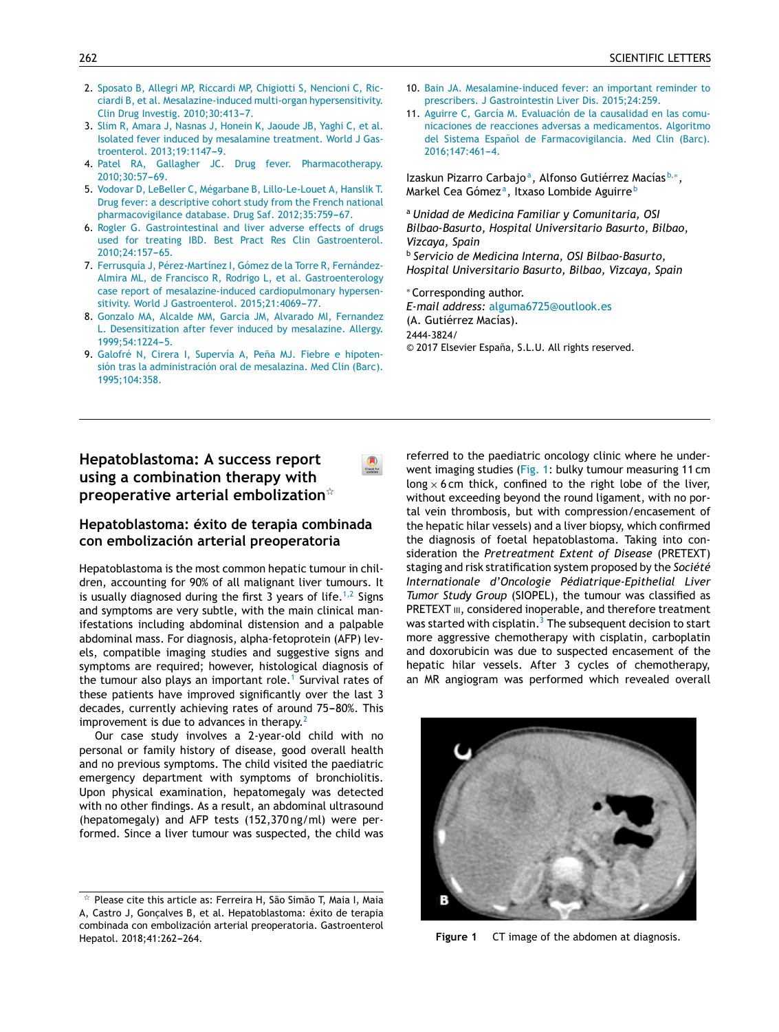2. Sposato B, Allegri MP, Riccardi MP, Chigiotti S, Nencioni C, Ricciardi B, et al. Mesalazine-induced multi-organ hypersensitivity. Clin Drug Investig. 2010;30:413–7.
3. Slim R, Amara J, Nasnas J, Honein K, Jaoude JB, Yaghi C, et al. Isolated fever induced by mesalamine treatment. World J Gastroenterol. 2013;19:1147–9.
4. Patel RA, Gallagher JC. Drug fever. Pharmacotherapy. 2010;30:57–69.
5. Vodovar D, LeBeller C, Mégarbane B, Lillo-Le-Louet A, Hanslik T. Drug fever: a descriptive cohort study from the French national pharmacovigilance database. Drug Saf. 2012;35:759–67.
6. Rogler G. Gastrointestinal and liver adverse effects of drugs used for treating IBD. Best Pract Res Clin Gastroenterol. 2010;24:157–65.
7. Ferrusquía J, Pérez-Martínez I, Gómez de la Torre R, Fernández-Almira ML, de Francisco R, Rodrigo L, et al. Gastroenterology case report of mesalazine-induced cardiopulmonary hypersensitivity. World J Gastroenterol. 2015;21:4069–77.
8. Gonzalo MA, Alcalde MM, Garcia JM, Alvarado MI, Fernandez L. Desensitization after fever induced by mesalazine. Allergy. 1999;54:1224–5.
9. Galofré N, Cirera I, Supervía A, Peña MJ. Fiebre e hipotensión tras la administración oral de mesalazina. Med Clin (Barc). 1995;104:358.
10. Bain JA. Mesalamine-induced fever: an important reminder to prescribers. J Gastrointestin Liver Dis. 2015;24:259.
11. Aguirre C, García M. Evaluación de la causalidad en las comunicaciones de reacciones adversas a medicamentos. Algoritmo del Sistema Español de Farmacovigilancia. Med Clin (Barc). 2016;147:461–4.

Izaskun Pizarro Carbajo[a], Alfonso Gutiérrez Macías[b,*], Markel Cea Gómez[a], Itxaso Lombide Aguirre[b]

[a] *Unidad de Medicina Familiar y Comunitaria, OSI Bilbao-Basurto, Hospital Universitario Basurto, Bilbao, Vizcaya, Spain*
[b] *Servicio de Medicina Interna, OSI Bilbao-Basurto, Hospital Universitario Basurto, Bilbao, Vizcaya, Spain*

* Corresponding author.
*E-mail address:* alguma6725@outlook.es (A. Gutiérrez Macías).

2444-3824/
© 2017 Elsevier España, S.L.U. All rights reserved.

# Hepatoblastoma: A success report using a combination therapy with preoperative arterial embolization☆

## Hepatoblastoma: éxito de terapia combinada con embolización arterial preoperatoria

Hepatoblastoma is the most common hepatic tumour in children, accounting for 90% of all malignant liver tumours. It is usually diagnosed during the first 3 years of life.[1,2] Signs and symptoms are very subtle, with the main clinical manifestations including abdominal distension and a palpable abdominal mass. For diagnosis, alpha-fetoprotein (AFP) levels, compatible imaging studies and suggestive signs and symptoms are required; however, histological diagnosis of the tumour also plays an important role.[1] Survival rates of these patients have improved significantly over the last 3 decades, currently achieving rates of around 75–80%. This improvement is due to advances in therapy.[2]

Our case study involves a 2-year-old child with no personal or family history of disease, good overall health and no previous symptoms. The child visited the paediatric emergency department with symptoms of bronchiolitis. Upon physical examination, hepatomegaly was detected with no other findings. As a result, an abdominal ultrasound (hepatomegaly) and AFP tests (152,370 ng/ml) were performed. Since a liver tumour was suspected, the child was referred to the paediatric oncology clinic where he underwent imaging studies (Fig. 1: bulky tumour measuring 11 cm long × 6 cm thick, confined to the right lobe of the liver, without exceeding beyond the round ligament, with no portal vein thrombosis, but with compression/encasement of the hepatic hilar vessels) and a liver biopsy, which confirmed the diagnosis of foetal hepatoblastoma. Taking into consideration the *Pretreatment Extent of Disease* (PRETEXT) staging and risk stratification system proposed by the *Société Internationale d'Oncologie Pédiatrique-Epithelial Liver Tumor Study Group* (SIOPEL), the tumour was classified as PRETEXT III, considered inoperable, and therefore treatment was started with cisplatin.[3] The subsequent decision to start more aggressive chemotherapy with cisplatin, carboplatin and doxorubicin was due to suspected encasement of the hepatic hilar vessels. After 3 cycles of chemotherapy, an MR angiogram was performed which revealed overall

B

**Figure 1** CT image of the abdomen at diagnosis.

☆ Please cite this article as: Ferreira H, São Simão T, Maia I, Maia A, Castro J, Gonçalves B, et al. Hepatoblastoma: éxito de terapia combinada con embolización arterial preoperatoria. Gastroenterol Hepatol. 2018;41:262–264.